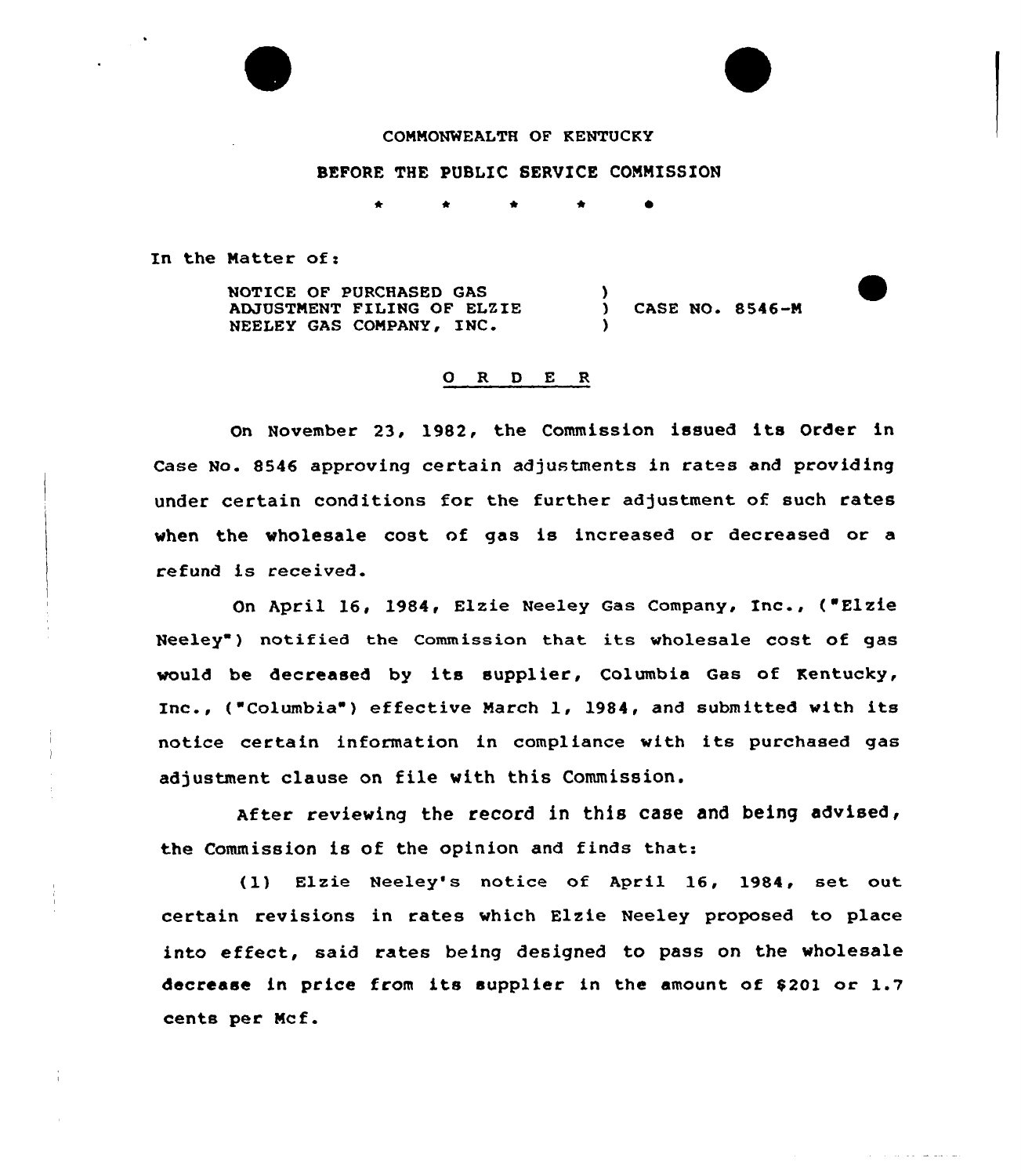COMMONWEALTH OF KENTUCKY

BEFORE THE PUBLIC SERVICE COMMISSION

\* \* \* \* \*

In the Matter of:

NOTICE OF PURCHASED GAS ADJUSTMENT FILING OF ELZIE NEELEY GAS COMPANY, INC. ) CASE NO. 8546-M

## O R D E R

On November 23, 1982, the Commission issued its Order in Case No. 8546 approving certain adjustments in rates and providing under certain conditions for the further adjustment of such rates when the wholesale cost of gas is increased or decreased or a refund is received.

On April 16, 1984, Elzie Neeley Gas Company, Inc., ("Elzie Neeley") notified the Commission that its wholesale cost of gas would be decreased by its supplier, Columbia Gas of Kentucky, Inc., ("Columbia") effective March 1, 1984, and submitted with its notice certain information in compliance with its purchased gas adjustment clause on file with this Commission.

After reviewing the record in this case and being advised, the Commission is of the opinion and finds that:

(1) Elzie Neeley's notice of April 16, 1984, set out certain revisions in rates which Elzie Neeley proposed to place into effect, said rates being designed to pass on the wholesale decrease in price from its supplier in the amount of $201 or 1.7 cents per Mcf.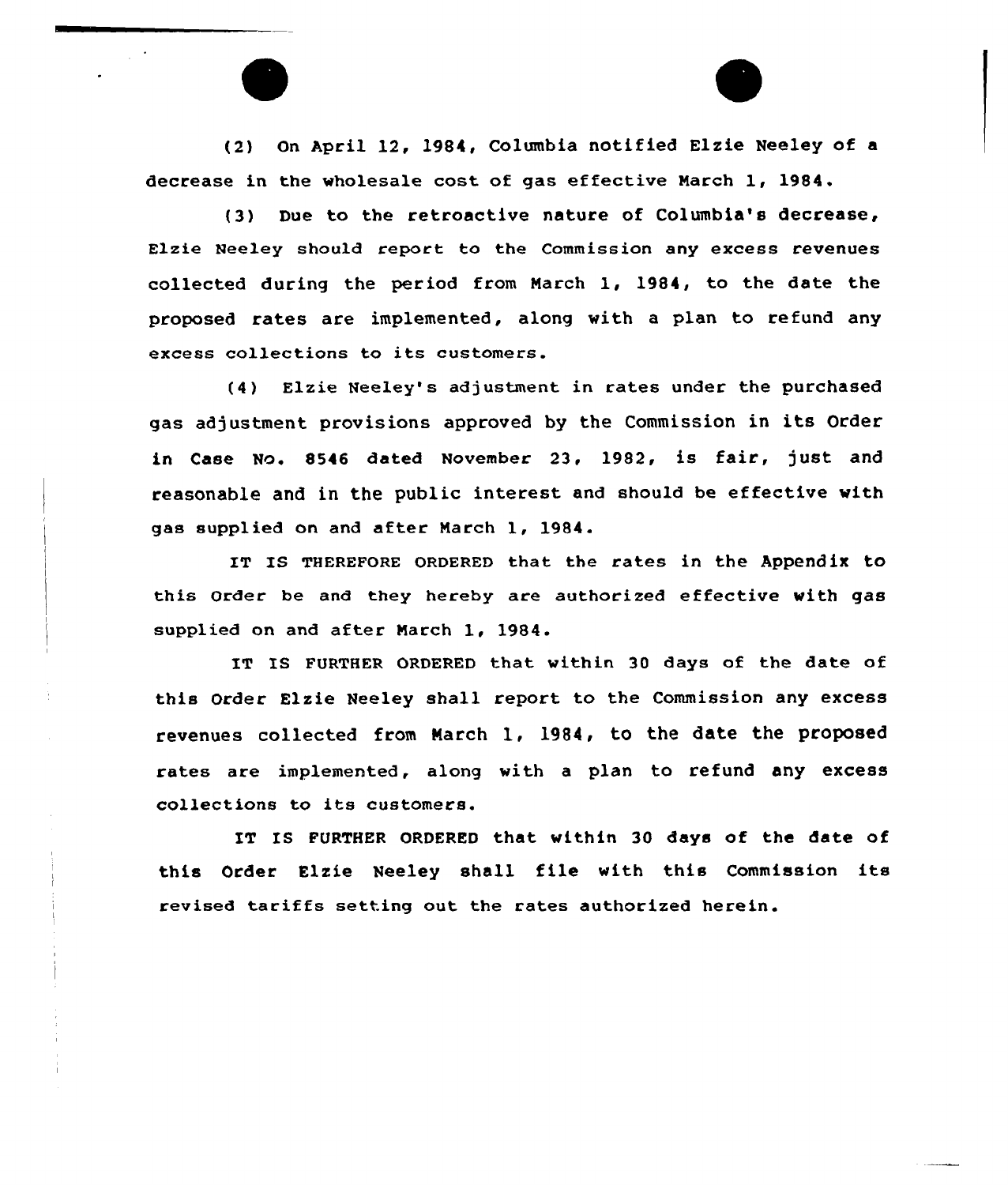(2) On April 12, 1984, Columbia notified Elzie Neeley of a decrease in the wholesale cost of gas effective March 1, 1984.

(3) Due to the retroactive nature of Columbia's decrease, Elzie Neeley should report to the Commission any excess revenues collected during the period from March 1, 1984, to the date the proposed rates are implemented, along with a plan to refund any excess collections to its customers.

(4) Elzie Neeley's adjustment in rates under the purchased gas adjustment provisions approved by the Commission in its Order in Case No. 8546 dated November 23, 1982, is fair, just and reasonable and in the public interest and should be effective with gas supplied on and after March 1, 1984.

IT IS THEREFORE ORDERED that the rates in the Appendix to this Order be and they hereby are authorized effective with gas supplied on and after March 1, 1984.

IT IS FURTHER ORDERED that within 30 days of the date of this Order Elzie Neeley shall report to the Commission any excess revenues collected from March 1, 1984, to the date the proposed rates are implemented, along with a plan to refund any excess collections to its customers.

IT IS FURTHER ORDERED that within 30 days of the date of this Order Elzie Neeley shall file with this Commission its revised tariffs setting out the rates authorized herein.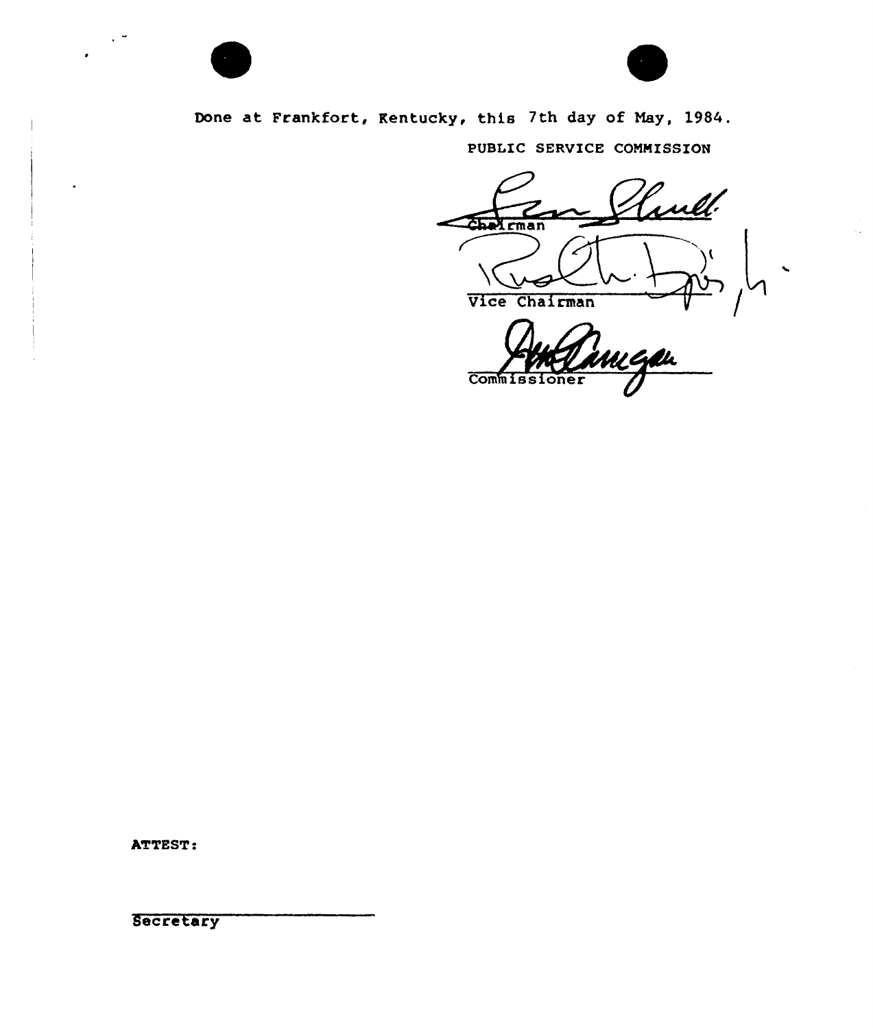Done at Frankfort, Kentucky, this 7th day of May, 1984.

PUBLIC SERVICE COMMISSION

Chairman

Vice Chairman

Commissioner

ATTEST:

Secretary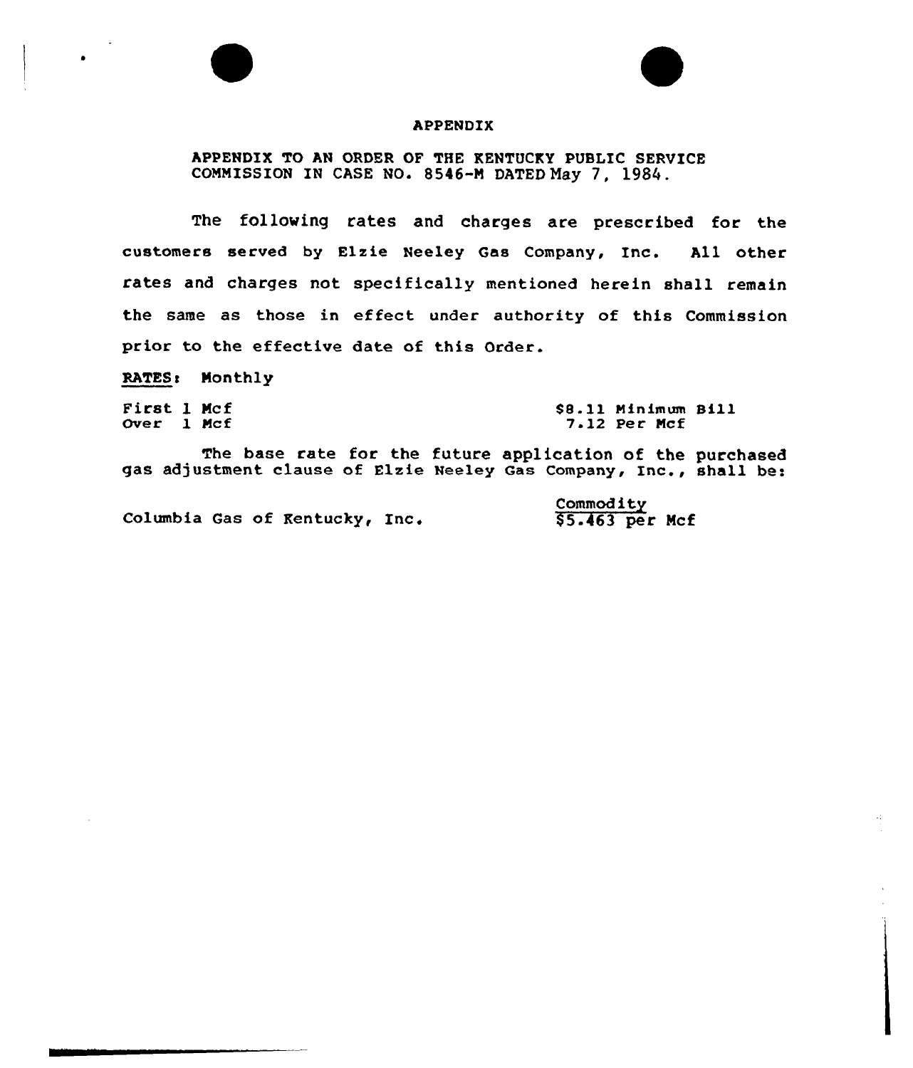# APPENDIX

APPENDIX TO AN ORDER OF THE KENTUCKY PUBLIC SERVICE COMMISSION IN CASE NO. 8546-M DATED May 7, 1984.

The following rates and charges are prescribed for the customers served by Elzie Neeley Gas Company, Inc. All other rates and charges not specifically mentioned herein shall remain the same as those in effect under authority of this Commission prior to the effective date of this Order.

**RATES:** Monthly

| | |
|---|---|
| First 1 Mcf | $8.11 Minimum Bill |
| Over 1 Mcf | 7.12 Per Mcf |

The base rate for the future application of the purchased gas adjustment clause of Elzie Neeley Gas Company, Inc., shall be:

| | Commodity |
|---|---|
| Columbia Gas of Kentucky, Inc. | $5.463 per Mcf |